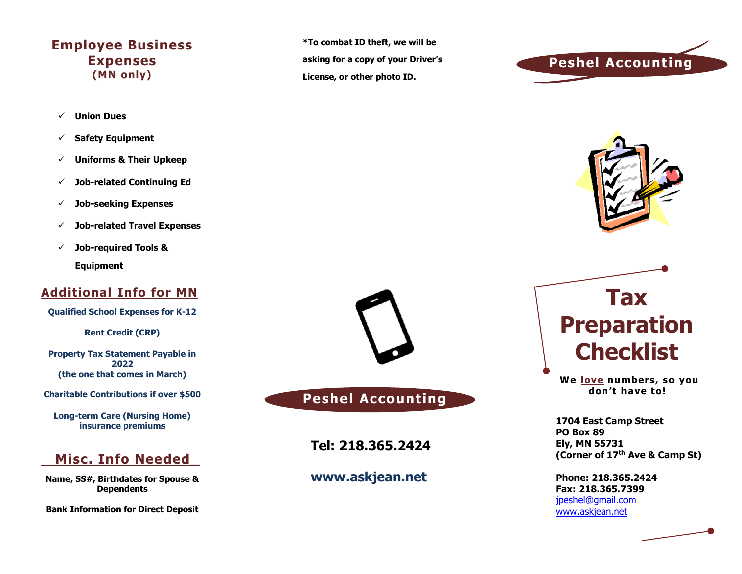## Employee Business Expenses
### (MN only)

- ✓ **Union Dues**
- ✓ **Safety Equipment**
- ✓ **Uniforms & Their Upkeep**
- ✓ **Job-related Continuing Ed**
- ✓ **Job-seeking Expenses**
- ✓ **Job-related Travel Expenses**
- ✓ **Job-required Tools & Equipment**

## Additional Info for MN

**Qualified School Expenses for K-12**

**Rent Credit (CRP)**

**Property Tax Statement Payable in 2022 (the one that comes in March)**

**Charitable Contributions if over $500**

**Long-term Care (Nursing Home) insurance premiums**

## Misc. Info Needed

**Name, SS#, Birthdates for Spouse & Dependents**

**Bank Information for Direct Deposit**

**\*To combat ID theft, we will be asking for a copy of your Driver's License, or other photo ID.**

**Peshel Accounting**

**Tel: 218.365.2424**

**www.askjean.net**

**Peshel Accounting**

# Tax Preparation Checklist

**We love numbers, so you don't have to!**

**1704 East Camp Street**
**PO Box 89**
**Ely, MN 55731**
**(Corner of 17th Ave & Camp St)**

**Phone: 218.365.2424**
**Fax: 218.365.7399**
jpeshel@gmail.com
www.askjean.net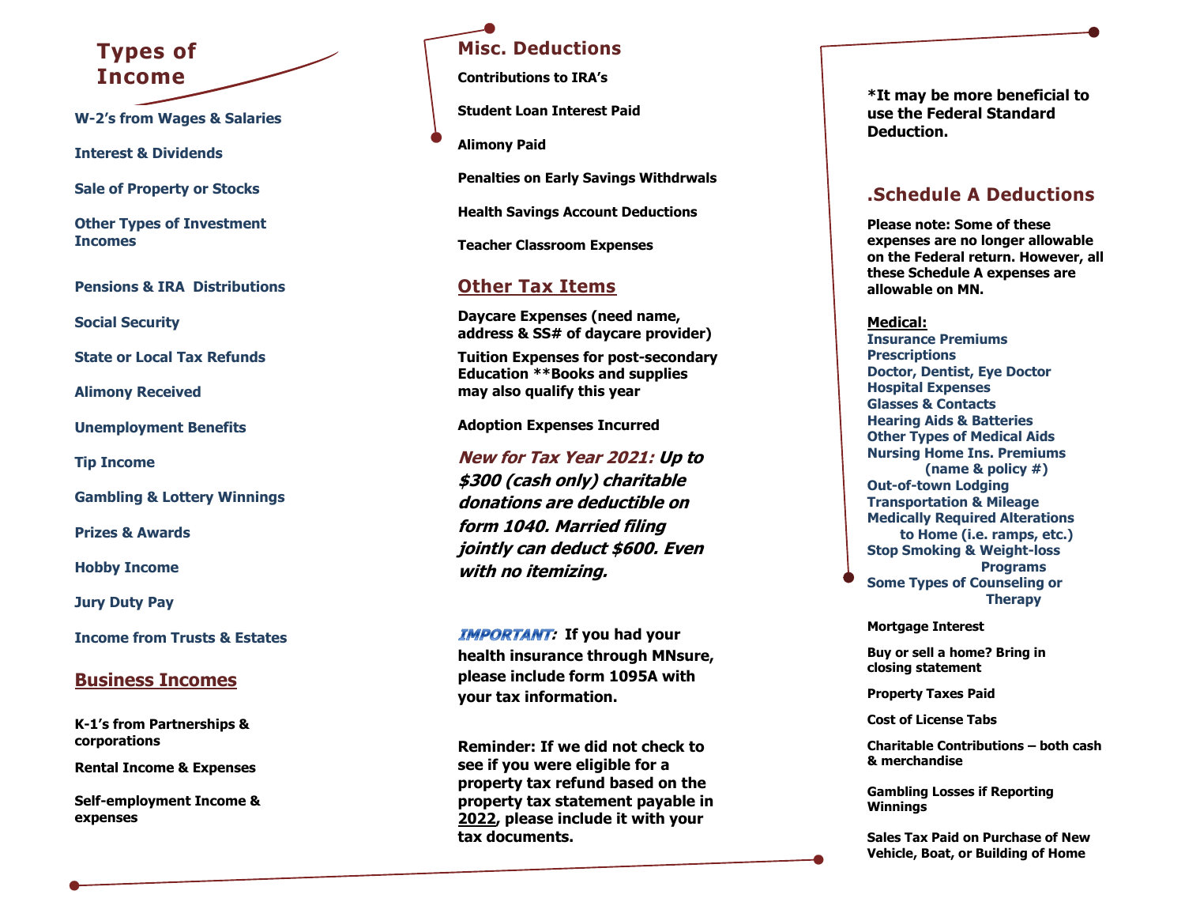## Types of Income

**W-2's from Wages & Salaries**

**Interest & Dividends**

**Sale of Property or Stocks**

**Other Types of Investment Incomes**

**Pensions & IRA Distributions**

**Social Security**

**State or Local Tax Refunds**

**Alimony Received**

**Unemployment Benefits**

**Tip Income**

**Gambling & Lottery Winnings**

**Prizes & Awards**

**Hobby Income**

**Jury Duty Pay**

**Income from Trusts & Estates**

## Business Incomes

**K-1's from Partnerships & corporations**

**Rental Income & Expenses**

**Self-employment Income & expenses**

## Misc. Deductions

**Contributions to IRA's**

**Student Loan Interest Paid**

**Alimony Paid**

**Penalties on Early Savings Withdrwals**

**Health Savings Account Deductions**

**Teacher Classroom Expenses**

## Other Tax Items

**Daycare Expenses (need name, address & SS# of daycare provider)**

**Tuition Expenses for post-secondary Education **Books and supplies may also qualify this year**

**Adoption Expenses Incurred**

***New for Tax Year 2021: Up to $300 (cash only) charitable donations are deductible on form 1040. Married filing jointly can deduct $600. Even with no itemizing.***

***IMPORTANT:* If you had your health insurance through MNsure, please include form 1095A with your tax information.**

**Reminder: If we did not check to see if you were eligible for a property tax refund based on the property tax statement payable in 2022, please include it with your tax documents.**

***It may be more beneficial to use the Federal Standard Deduction.**

## .Schedule A Deductions

**Please note: Some of these expenses are no longer allowable on the Federal return. However, all these Schedule A expenses are allowable on MN.**

**Medical:**

**Insurance Premiums**
**Prescriptions**
**Doctor, Dentist, Eye Doctor**
**Hospital Expenses**
**Glasses & Contacts**
**Hearing Aids & Batteries**
**Other Types of Medical Aids**
**Nursing Home Ins. Premiums (name & policy #)**
**Out-of-town Lodging**
**Transportation & Mileage**
**Medically Required Alterations to Home (i.e. ramps, etc.)**
**Stop Smoking & Weight-loss Programs**
**Some Types of Counseling or Therapy**

**Mortgage Interest**

**Buy or sell a home? Bring in closing statement**

**Property Taxes Paid**

**Cost of License Tabs**

**Charitable Contributions – both cash & merchandise**

**Gambling Losses if Reporting Winnings**

**Sales Tax Paid on Purchase of New Vehicle, Boat, or Building of Home**